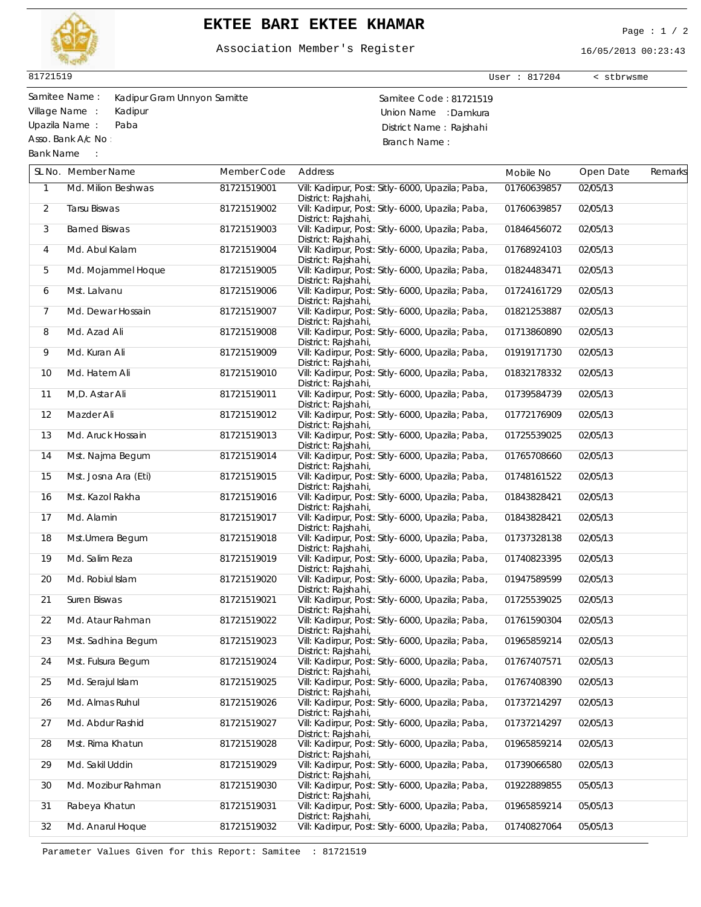# EKTEE BARI EKTEE KHAMAR

Association Member's Register

16/05/2013 00:23:43

81721519 User : 817204 < stbrwsme

Samitee Name : Kadipur Gram Unnyon Samitte
Village Name : Kadipur
Upazila Name : Paba
Asso. Bank A/c No :
Bank Name :

Samitee Code : 81721519
Union Name : Damkura
District Name : Rajshahi
Branch Name :

| SL No. | Member Name | Member Code | Address | Mobile No | Open Date | Remarks |
|---|---|---|---|---|---|---|
| 1 | Md. Milion Beshwas | 81721519001 | Vill: Kadirpur, Post: Sitly- 6000, Upazila; Paba, District: Rajshahi, | 01760639857 | 02/05/13 | |
| 2 | Tarsu Biswas | 81721519002 | Vill: Kadirpur, Post: Sitly- 6000, Upazila; Paba, District: Rajshahi, | 01760639857 | 02/05/13 | |
| 3 | Barned Biswas | 81721519003 | Vill: Kadirpur, Post: Sitly- 6000, Upazila; Paba, District: Rajshahi, | 01846456072 | 02/05/13 | |
| 4 | Md. Abul Kalam | 81721519004 | Vill: Kadirpur, Post: Sitly- 6000, Upazila; Paba, District: Rajshahi, | 01768924103 | 02/05/13 | |
| 5 | Md. Mojammel Hoque | 81721519005 | Vill: Kadirpur, Post: Sitly- 6000, Upazila; Paba, District: Rajshahi, | 01824483471 | 02/05/13 | |
| 6 | Mst. Lalvanu | 81721519006 | Vill: Kadirpur, Post: Sitly- 6000, Upazila; Paba, District: Rajshahi, | 01724161729 | 02/05/13 | |
| 7 | Md. Dewar Hossain | 81721519007 | Vill: Kadirpur, Post: Sitly- 6000, Upazila; Paba, District: Rajshahi, | 01821253887 | 02/05/13 | |
| 8 | Md. Azad Ali | 81721519008 | Vill: Kadirpur, Post: Sitly- 6000, Upazila; Paba, District: Rajshahi, | 01713860890 | 02/05/13 | |
| 9 | Md. Kuran Ali | 81721519009 | Vill: Kadirpur, Post: Sitly- 6000, Upazila; Paba, District: Rajshahi, | 01919171730 | 02/05/13 | |
| 10 | Md. Hatem Ali | 81721519010 | Vill: Kadirpur, Post: Sitly- 6000, Upazila; Paba, District: Rajshahi, | 01832178332 | 02/05/13 | |
| 11 | M,D. Astar Ali | 81721519011 | Vill: Kadirpur, Post: Sitly- 6000, Upazila; Paba, District: Rajshahi, | 01739584739 | 02/05/13 | |
| 12 | Mazder Ali | 81721519012 | Vill: Kadirpur, Post: Sitly- 6000, Upazila; Paba, District: Rajshahi, | 01772176909 | 02/05/13 | |
| 13 | Md. Aruck Hossain | 81721519013 | Vill: Kadirpur, Post: Sitly- 6000, Upazila; Paba, District: Rajshahi, | 01725539025 | 02/05/13 | |
| 14 | Mst. Najma Begum | 81721519014 | Vill: Kadirpur, Post: Sitly- 6000, Upazila; Paba, District: Rajshahi, | 01765708660 | 02/05/13 | |
| 15 | Mst. Josna Ara (Eti) | 81721519015 | Vill: Kadirpur, Post: Sitly- 6000, Upazila; Paba, District: Rajshahi, | 01748161522 | 02/05/13 | |
| 16 | Mst. Kazol Rakha | 81721519016 | Vill: Kadirpur, Post: Sitly- 6000, Upazila; Paba, District: Rajshahi, | 01843828421 | 02/05/13 | |
| 17 | Md. Alamin | 81721519017 | Vill: Kadirpur, Post: Sitly- 6000, Upazila; Paba, District: Rajshahi, | 01843828421 | 02/05/13 | |
| 18 | Mst.Umera Begum | 81721519018 | Vill: Kadirpur, Post: Sitly- 6000, Upazila; Paba, District: Rajshahi, | 01737328138 | 02/05/13 | |
| 19 | Md. Salim Reza | 81721519019 | Vill: Kadirpur, Post: Sitly- 6000, Upazila; Paba, District: Rajshahi, | 01740823395 | 02/05/13 | |
| 20 | Md. Robiul Islam | 81721519020 | Vill: Kadirpur, Post: Sitly- 6000, Upazila; Paba, District: Rajshahi, | 01947589599 | 02/05/13 | |
| 21 | Suren Biswas | 81721519021 | Vill: Kadirpur, Post: Sitly- 6000, Upazila; Paba, District: Rajshahi, | 01725539025 | 02/05/13 | |
| 22 | Md. Ataur Rahman | 81721519022 | Vill: Kadirpur, Post: Sitly- 6000, Upazila; Paba, District: Rajshahi, | 01761590304 | 02/05/13 | |
| 23 | Mst. Sadhina Begum | 81721519023 | Vill: Kadirpur, Post: Sitly- 6000, Upazila; Paba, District: Rajshahi, | 01965859214 | 02/05/13 | |
| 24 | Mst. Fulsura Begum | 81721519024 | Vill: Kadirpur, Post: Sitly- 6000, Upazila; Paba, District: Rajshahi, | 01767407571 | 02/05/13 | |
| 25 | Md. Serajul Islam | 81721519025 | Vill: Kadirpur, Post: Sitly- 6000, Upazila; Paba, District: Rajshahi, | 01767408390 | 02/05/13 | |
| 26 | Md. Almas Ruhul | 81721519026 | Vill: Kadirpur, Post: Sitly- 6000, Upazila; Paba, District: Rajshahi, | 01737214297 | 02/05/13 | |
| 27 | Md. Abdur Rashid | 81721519027 | Vill: Kadirpur, Post: Sitly- 6000, Upazila; Paba, District: Rajshahi, | 01737214297 | 02/05/13 | |
| 28 | Mst. Rima Khatun | 81721519028 | Vill: Kadirpur, Post: Sitly- 6000, Upazila; Paba, District: Rajshahi, | 01965859214 | 02/05/13 | |
| 29 | Md. Sakil Uddin | 81721519029 | Vill: Kadirpur, Post: Sitly- 6000, Upazila; Paba, District: Rajshahi, | 01739066580 | 02/05/13 | |
| 30 | Md. Mozibur Rahman | 81721519030 | Vill: Kadirpur, Post: Sitly- 6000, Upazila; Paba, District: Rajshahi, | 01922889855 | 05/05/13 | |
| 31 | Rabeya Khatun | 81721519031 | Vill: Kadirpur, Post: Sitly- 6000, Upazila; Paba, District: Rajshahi, | 01965859214 | 05/05/13 | |
| 32 | Md. Anarul Hoque | 81721519032 | Vill: Kadirpur, Post: Sitly- 6000, Upazila; Paba, | 01740827064 | 05/05/13 | |

Parameter Values Given for this Report: Samitee : 81721519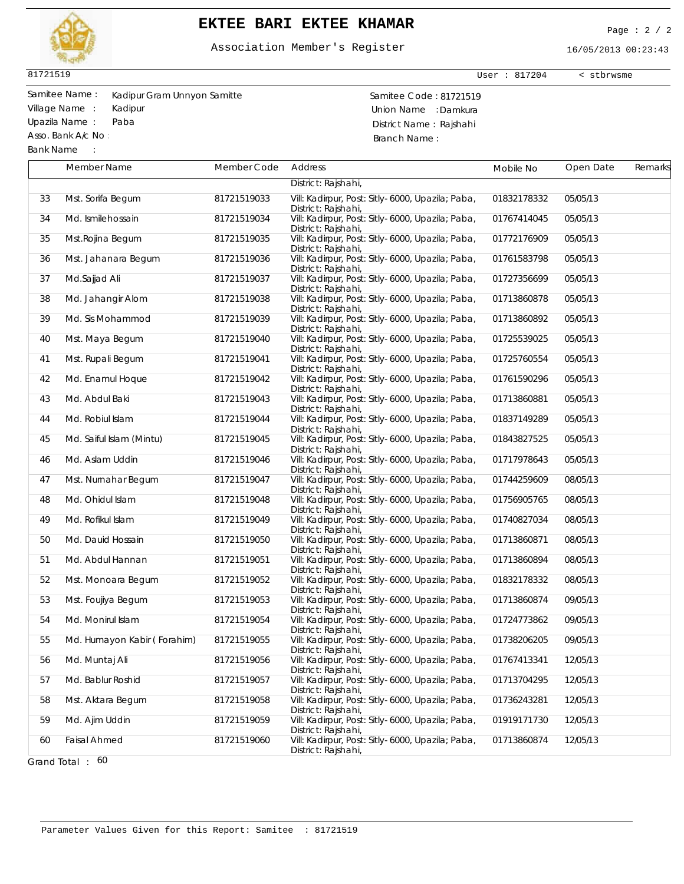# EKTEE BARI EKTEE KHAMAR

Association Member's Register

16/05/2013 00:23:43

81721519 User : 817204 < stbrwsme

Samitee Name : Kadipur Gram Unnyon Samitte
Village Name : Kadipur
Upazila Name : Paba
Asso. Bank A/c No :
Bank Name :

Samitee Code : 81721519
Union Name : Damkura
District Name : Rajshahi
Branch Name :

| | Member Name | Member Code | Address | Mobile No | Open Date | Remarks |
|---|---|---|---|---|---|---|
| | | | District: Rajshahi, | | | |
| 33 | Mst. Sorifa Begum | 81721519033 | Vill: Kadirpur, Post: Sitly- 6000, Upazila; Paba, District: Rajshahi, | 01832178332 | 05/05/13 | |
| 34 | Md. Ismilehossain | 81721519034 | Vill: Kadirpur, Post: Sitly- 6000, Upazila; Paba, District: Rajshahi, | 01767414045 | 05/05/13 | |
| 35 | Mst.Rojina Begum | 81721519035 | Vill: Kadirpur, Post: Sitly- 6000, Upazila; Paba, District: Rajshahi, | 01772176909 | 05/05/13 | |
| 36 | Mst. Jahanara Begum | 81721519036 | Vill: Kadirpur, Post: Sitly- 6000, Upazila; Paba, District: Rajshahi, | 01761583798 | 05/05/13 | |
| 37 | Md.Sajjad Ali | 81721519037 | Vill: Kadirpur, Post: Sitly- 6000, Upazila; Paba, District: Rajshahi, | 01727356699 | 05/05/13 | |
| 38 | Md. Jahangir Alom | 81721519038 | Vill: Kadirpur, Post: Sitly- 6000, Upazila; Paba, District: Rajshahi, | 01713860878 | 05/05/13 | |
| 39 | Md. Sis Mohammod | 81721519039 | Vill: Kadirpur, Post: Sitly- 6000, Upazila; Paba, District: Rajshahi, | 01713860892 | 05/05/13 | |
| 40 | Mst. Maya Begum | 81721519040 | Vill: Kadirpur, Post: Sitly- 6000, Upazila; Paba, District: Rajshahi, | 01725539025 | 05/05/13 | |
| 41 | Mst. Rupali Begum | 81721519041 | Vill: Kadirpur, Post: Sitly- 6000, Upazila; Paba, District: Rajshahi, | 01725760554 | 05/05/13 | |
| 42 | Md. Enamul Hoque | 81721519042 | Vill: Kadirpur, Post: Sitly- 6000, Upazila; Paba, District: Rajshahi, | 01761590296 | 05/05/13 | |
| 43 | Md. Abdul Baki | 81721519043 | Vill: Kadirpur, Post: Sitly- 6000, Upazila; Paba, District: Rajshahi, | 01713860881 | 05/05/13 | |
| 44 | Md. Robiul Islam | 81721519044 | Vill: Kadirpur, Post: Sitly- 6000, Upazila; Paba, District: Rajshahi, | 01837149289 | 05/05/13 | |
| 45 | Md. Saiful Islam (Mintu) | 81721519045 | Vill: Kadirpur, Post: Sitly- 6000, Upazila; Paba, District: Rajshahi, | 01843827525 | 05/05/13 | |
| 46 | Md. Aslam Uddin | 81721519046 | Vill: Kadirpur, Post: Sitly- 6000, Upazila; Paba, District: Rajshahi, | 01717978643 | 05/05/13 | |
| 47 | Mst. Nurnahar Begum | 81721519047 | Vill: Kadirpur, Post: Sitly- 6000, Upazila; Paba, District: Rajshahi, | 01744259609 | 08/05/13 | |
| 48 | Md. Ohidul Islam | 81721519048 | Vill: Kadirpur, Post: Sitly- 6000, Upazila; Paba, District: Rajshahi, | 01756905765 | 08/05/13 | |
| 49 | Md. Rofikul Islam | 81721519049 | Vill: Kadirpur, Post: Sitly- 6000, Upazila; Paba, District: Rajshahi, | 01740827034 | 08/05/13 | |
| 50 | Md. Dauid Hossain | 81721519050 | Vill: Kadirpur, Post: Sitly- 6000, Upazila; Paba, District: Rajshahi, | 01713860871 | 08/05/13 | |
| 51 | Md. Abdul Hannan | 81721519051 | Vill: Kadirpur, Post: Sitly- 6000, Upazila; Paba, District: Rajshahi, | 01713860894 | 08/05/13 | |
| 52 | Mst. Monoara Begum | 81721519052 | Vill: Kadirpur, Post: Sitly- 6000, Upazila; Paba, District: Rajshahi, | 01832178332 | 08/05/13 | |
| 53 | Mst. Foujiya Begum | 81721519053 | Vill: Kadirpur, Post: Sitly- 6000, Upazila; Paba, District: Rajshahi, | 01713860874 | 09/05/13 | |
| 54 | Md. Monirul Islam | 81721519054 | Vill: Kadirpur, Post: Sitly- 6000, Upazila; Paba, District: Rajshahi, | 01724773862 | 09/05/13 | |
| 55 | Md. Humayon Kabir ( Forahim) | 81721519055 | Vill: Kadirpur, Post: Sitly- 6000, Upazila; Paba, District: Rajshahi, | 01738206205 | 09/05/13 | |
| 56 | Md. Muntaj Ali | 81721519056 | Vill: Kadirpur, Post: Sitly- 6000, Upazila; Paba, District: Rajshahi, | 01767413341 | 12/05/13 | |
| 57 | Md. Bablur Roshid | 81721519057 | Vill: Kadirpur, Post: Sitly- 6000, Upazila; Paba, District: Rajshahi, | 01713704295 | 12/05/13 | |
| 58 | Mst. Aktara Begum | 81721519058 | Vill: Kadirpur, Post: Sitly- 6000, Upazila; Paba, District: Rajshahi, | 01736243281 | 12/05/13 | |
| 59 | Md. Ajim Uddin | 81721519059 | Vill: Kadirpur, Post: Sitly- 6000, Upazila; Paba, District: Rajshahi, | 01919171730 | 12/05/13 | |
| 60 | Faisal Ahmed | 81721519060 | Vill: Kadirpur, Post: Sitly- 6000, Upazila; Paba, District: Rajshahi, | 01713860874 | 12/05/13 | |

Grand Total : 60

Parameter Values Given for this Report: Samitee : 81721519